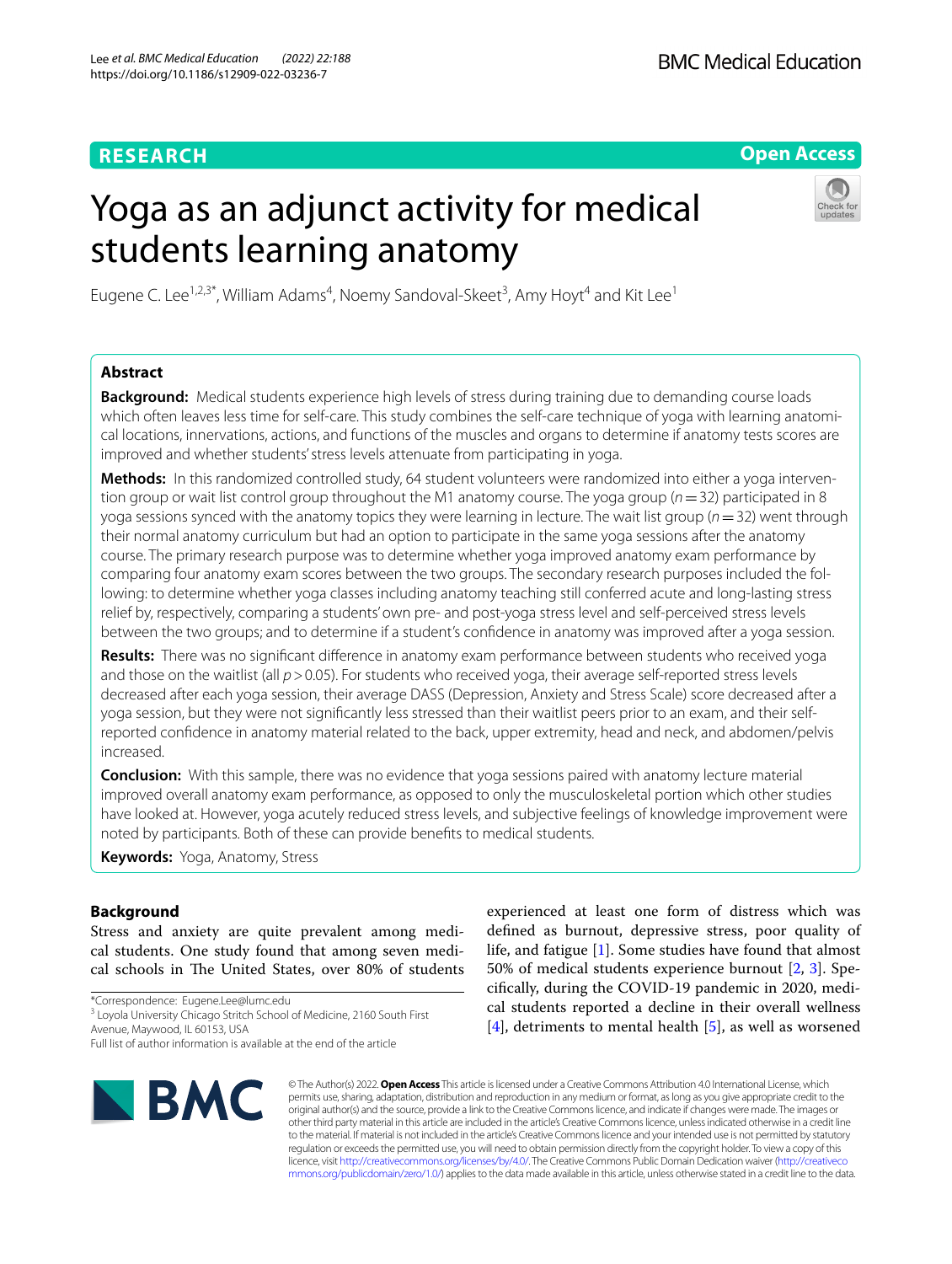RESEARCH

Open Access

# Yoga as an adjunct activity for medical students learning anatomy

Eugene C. Lee[1,2,3*], William Adams[4], Noemy Sandoval-Skeet[3], Amy Hoyt[4] and Kit Lee[1]

## Abstract

**Background:** Medical students experience high levels of stress during training due to demanding course loads which often leaves less time for self-care. This study combines the self-care technique of yoga with learning anatomical locations, innervations, actions, and functions of the muscles and organs to determine if anatomy tests scores are improved and whether students' stress levels attenuate from participating in yoga.

**Methods:** In this randomized controlled study, 64 student volunteers were randomized into either a yoga intervention group or wait list control group throughout the M1 anatomy course. The yoga group ($n = 32$) participated in 8 yoga sessions synced with the anatomy topics they were learning in lecture. The wait list group ($n = 32$) went through their normal anatomy curriculum but had an option to participate in the same yoga sessions after the anatomy course. The primary research purpose was to determine whether yoga improved anatomy exam performance by comparing four anatomy exam scores between the two groups. The secondary research purposes included the following: to determine whether yoga classes including anatomy teaching still conferred acute and long-lasting stress relief by, respectively, comparing a students' own pre- and post-yoga stress level and self-perceived stress levels between the two groups; and to determine if a student's confidence in anatomy was improved after a yoga session.

**Results:** There was no significant difference in anatomy exam performance between students who received yoga and those on the waitlist (all $p > 0.05$). For students who received yoga, their average self-reported stress levels decreased after each yoga session, their average DASS (Depression, Anxiety and Stress Scale) score decreased after a yoga session, but they were not significantly less stressed than their waitlist peers prior to an exam, and their self-reported confidence in anatomy material related to the back, upper extremity, head and neck, and abdomen/pelvis increased.

**Conclusion:** With this sample, there was no evidence that yoga sessions paired with anatomy lecture material improved overall anatomy exam performance, as opposed to only the musculoskeletal portion which other studies have looked at. However, yoga acutely reduced stress levels, and subjective feelings of knowledge improvement were noted by participants. Both of these can provide benefits to medical students.

**Keywords:** Yoga, Anatomy, Stress

## Background

Stress and anxiety are quite prevalent among medical students. One study found that among seven medical schools in The United States, over 80% of students experienced at least one form of distress which was defined as burnout, depressive stress, poor quality of life, and fatigue [1]. Some studies have found that almost 50% of medical students experience burnout [2, 3]. Specifically, during the COVID-19 pandemic in 2020, medical students reported a decline in their overall wellness [4], detriments to mental health [5], as well as worsened

*Correspondence: Eugene.Lee@lumc.edu
[3] Loyola University Chicago Stritch School of Medicine, 2160 South First Avenue, Maywood, IL 60153, USA
Full list of author information is available at the end of the article

© The Author(s) 2022. **Open Access** This article is licensed under a Creative Commons Attribution 4.0 International License, which permits use, sharing, adaptation, distribution and reproduction in any medium or format, as long as you give appropriate credit to the original author(s) and the source, provide a link to the Creative Commons licence, and indicate if changes were made. The images or other third party material in this article are included in the article's Creative Commons licence, unless indicated otherwise in a credit line to the material. If material is not included in the article's Creative Commons licence and your intended use is not permitted by statutory regulation or exceeds the permitted use, you will need to obtain permission directly from the copyright holder. To view a copy of this licence, visit http://creativecommons.org/licenses/by/4.0/. The Creative Commons Public Domain Dedication waiver (http://creativecommons.org/publicdomain/zero/1.0/) applies to the data made available in this article, unless otherwise stated in a credit line to the data.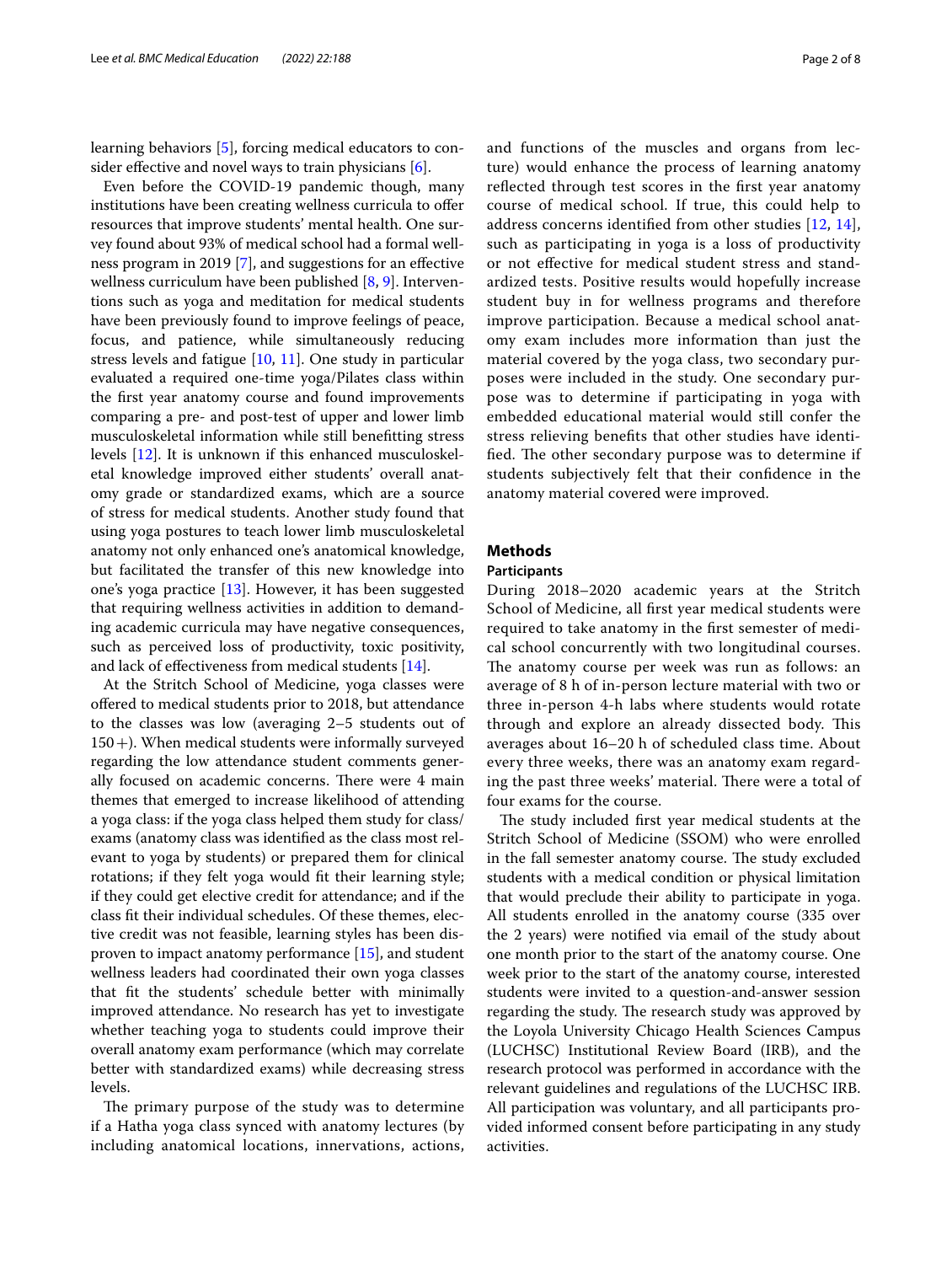learning behaviors [5], forcing medical educators to consider effective and novel ways to train physicians [6].

Even before the COVID-19 pandemic though, many institutions have been creating wellness curricula to offer resources that improve students' mental health. One survey found about 93% of medical school had a formal wellness program in 2019 [7], and suggestions for an effective wellness curriculum have been published [8, 9]. Interventions such as yoga and meditation for medical students have been previously found to improve feelings of peace, focus, and patience, while simultaneously reducing stress levels and fatigue [10, 11]. One study in particular evaluated a required one-time yoga/Pilates class within the first year anatomy course and found improvements comparing a pre- and post-test of upper and lower limb musculoskeletal information while still benefitting stress levels [12]. It is unknown if this enhanced musculoskeletal knowledge improved either students' overall anatomy grade or standardized exams, which are a source of stress for medical students. Another study found that using yoga postures to teach lower limb musculoskeletal anatomy not only enhanced one's anatomical knowledge, but facilitated the transfer of this new knowledge into one's yoga practice [13]. However, it has been suggested that requiring wellness activities in addition to demanding academic curricula may have negative consequences, such as perceived loss of productivity, toxic positivity, and lack of effectiveness from medical students [14].

At the Stritch School of Medicine, yoga classes were offered to medical students prior to 2018, but attendance to the classes was low (averaging 2–5 students out of 150+). When medical students were informally surveyed regarding the low attendance student comments generally focused on academic concerns. There were 4 main themes that emerged to increase likelihood of attending a yoga class: if the yoga class helped them study for class/exams (anatomy class was identified as the class most relevant to yoga by students) or prepared them for clinical rotations; if they felt yoga would fit their learning style; if they could get elective credit for attendance; and if the class fit their individual schedules. Of these themes, elective credit was not feasible, learning styles has been disproven to impact anatomy performance [15], and student wellness leaders had coordinated their own yoga classes that fit the students' schedule better with minimally improved attendance. No research has yet to investigate whether teaching yoga to students could improve their overall anatomy exam performance (which may correlate better with standardized exams) while decreasing stress levels.

The primary purpose of the study was to determine if a Hatha yoga class synced with anatomy lectures (by including anatomical locations, innervations, actions, and functions of the muscles and organs from lecture) would enhance the process of learning anatomy reflected through test scores in the first year anatomy course of medical school. If true, this could help to address concerns identified from other studies [12, 14], such as participating in yoga is a loss of productivity or not effective for medical student stress and standardized tests. Positive results would hopefully increase student buy in for wellness programs and therefore improve participation. Because a medical school anatomy exam includes more information than just the material covered by the yoga class, two secondary purposes were included in the study. One secondary purpose was to determine if participating in yoga with embedded educational material would still confer the stress relieving benefits that other studies have identified. The other secondary purpose was to determine if students subjectively felt that their confidence in the anatomy material covered were improved.

## Methods

### Participants

During 2018–2020 academic years at the Stritch School of Medicine, all first year medical students were required to take anatomy in the first semester of medical school concurrently with two longitudinal courses. The anatomy course per week was run as follows: an average of 8 h of in-person lecture material with two or three in-person 4-h labs where students would rotate through and explore an already dissected body. This averages about 16–20 h of scheduled class time. About every three weeks, there was an anatomy exam regarding the past three weeks' material. There were a total of four exams for the course.

The study included first year medical students at the Stritch School of Medicine (SSOM) who were enrolled in the fall semester anatomy course. The study excluded students with a medical condition or physical limitation that would preclude their ability to participate in yoga. All students enrolled in the anatomy course (335 over the 2 years) were notified via email of the study about one month prior to the start of the anatomy course. One week prior to the start of the anatomy course, interested students were invited to a question-and-answer session regarding the study. The research study was approved by the Loyola University Chicago Health Sciences Campus (LUCHSC) Institutional Review Board (IRB), and the research protocol was performed in accordance with the relevant guidelines and regulations of the LUCHSC IRB. All participation was voluntary, and all participants provided informed consent before participating in any study activities.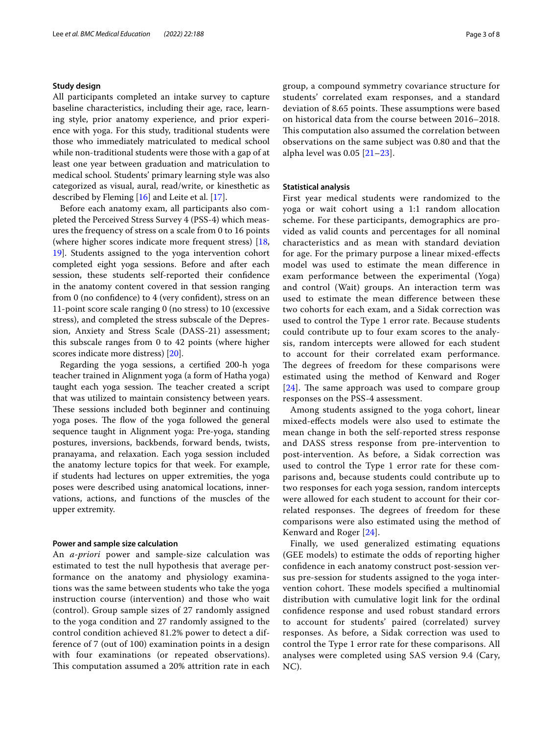### Study design

All participants completed an intake survey to capture baseline characteristics, including their age, race, learning style, prior anatomy experience, and prior experience with yoga. For this study, traditional students were those who immediately matriculated to medical school while non-traditional students were those with a gap of at least one year between graduation and matriculation to medical school. Students' primary learning style was also categorized as visual, aural, read/write, or kinesthetic as described by Fleming [16] and Leite et al. [17].

Before each anatomy exam, all participants also completed the Perceived Stress Survey 4 (PSS-4) which measures the frequency of stress on a scale from 0 to 16 points (where higher scores indicate more frequent stress) [18, 19]. Students assigned to the yoga intervention cohort completed eight yoga sessions. Before and after each session, these students self-reported their confidence in the anatomy content covered in that session ranging from 0 (no confidence) to 4 (very confident), stress on an 11-point score scale ranging 0 (no stress) to 10 (excessive stress), and completed the stress subscale of the Depression, Anxiety and Stress Scale (DASS-21) assessment; this subscale ranges from 0 to 42 points (where higher scores indicate more distress) [20].

Regarding the yoga sessions, a certified 200-h yoga teacher trained in Alignment yoga (a form of Hatha yoga) taught each yoga session. The teacher created a script that was utilized to maintain consistency between years. These sessions included both beginner and continuing yoga poses. The flow of the yoga followed the general sequence taught in Alignment yoga: Pre-yoga, standing postures, inversions, backbends, forward bends, twists, pranayama, and relaxation. Each yoga session included the anatomy lecture topics for that week. For example, if students had lectures on upper extremities, the yoga poses were described using anatomical locations, innervations, actions, and functions of the muscles of the upper extremity.

### Power and sample size calculation

An *a-priori* power and sample-size calculation was estimated to test the null hypothesis that average performance on the anatomy and physiology examinations was the same between students who take the yoga instruction course (intervention) and those who wait (control). Group sample sizes of 27 randomly assigned to the yoga condition and 27 randomly assigned to the control condition achieved 81.2% power to detect a difference of 7 (out of 100) examination points in a design with four examinations (or repeated observations). This computation assumed a 20% attrition rate in each group, a compound symmetry covariance structure for students' correlated exam responses, and a standard deviation of 8.65 points. These assumptions were based on historical data from the course between 2016–2018. This computation also assumed the correlation between observations on the same subject was 0.80 and that the alpha level was 0.05 [21–23].

### Statistical analysis

First year medical students were randomized to the yoga or wait cohort using a 1:1 random allocation scheme. For these participants, demographics are provided as valid counts and percentages for all nominal characteristics and as mean with standard deviation for age. For the primary purpose a linear mixed-effects model was used to estimate the mean difference in exam performance between the experimental (Yoga) and control (Wait) groups. An interaction term was used to estimate the mean difference between these two cohorts for each exam, and a Sidak correction was used to control the Type 1 error rate. Because students could contribute up to four exam scores to the analysis, random intercepts were allowed for each student to account for their correlated exam performance. The degrees of freedom for these comparisons were estimated using the method of Kenward and Roger [24]. The same approach was used to compare group responses on the PSS-4 assessment.

Among students assigned to the yoga cohort, linear mixed-effects models were also used to estimate the mean change in both the self-reported stress response and DASS stress response from pre-intervention to post-intervention. As before, a Sidak correction was used to control the Type 1 error rate for these comparisons and, because students could contribute up to two responses for each yoga session, random intercepts were allowed for each student to account for their correlated responses. The degrees of freedom for these comparisons were also estimated using the method of Kenward and Roger [24].

Finally, we used generalized estimating equations (GEE models) to estimate the odds of reporting higher confidence in each anatomy construct post-session versus pre-session for students assigned to the yoga intervention cohort. These models specified a multinomial distribution with cumulative logit link for the ordinal confidence response and used robust standard errors to account for students' paired (correlated) survey responses. As before, a Sidak correction was used to control the Type 1 error rate for these comparisons. All analyses were completed using SAS version 9.4 (Cary, NC).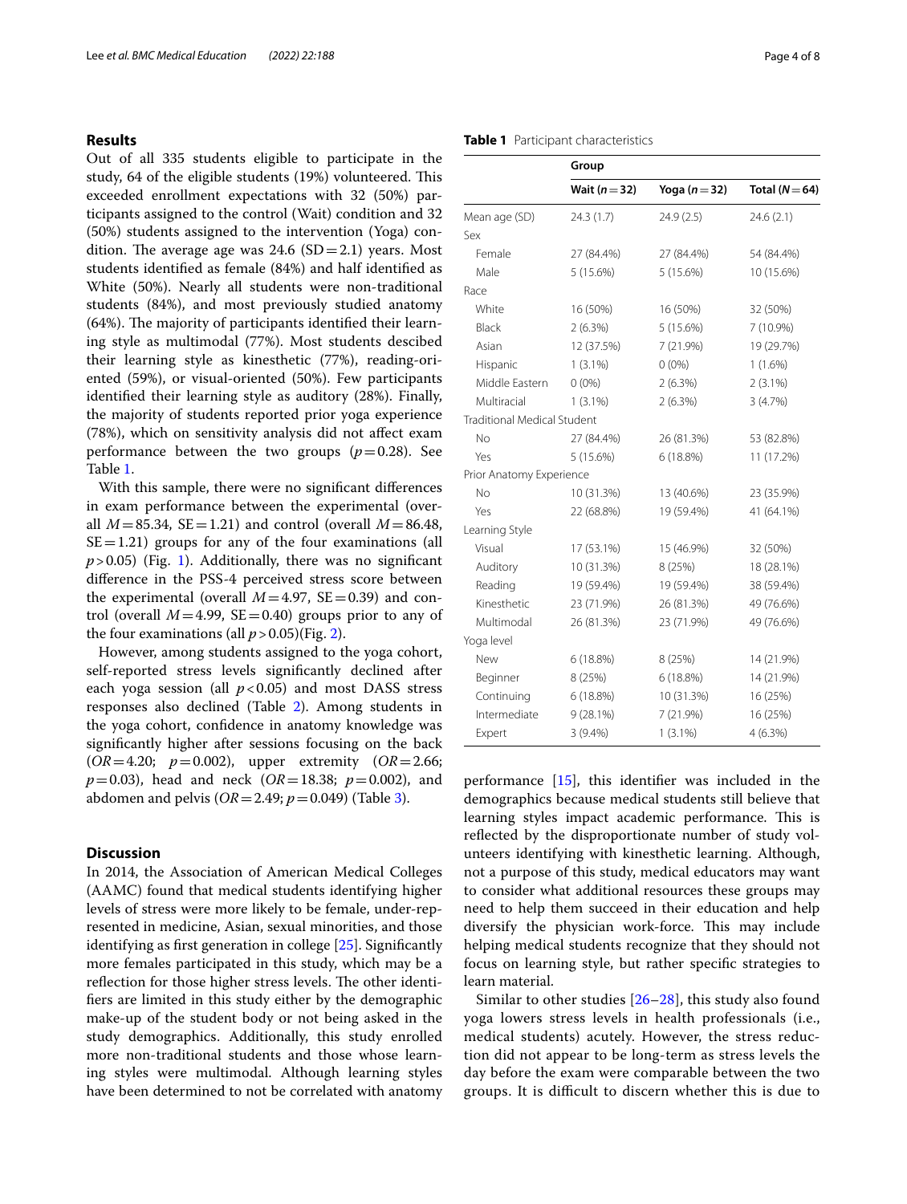## Results

Out of all 335 students eligible to participate in the study, 64 of the eligible students (19%) volunteered. This exceeded enrollment expectations with 32 (50%) participants assigned to the control (Wait) condition and 32 (50%) students assigned to the intervention (Yoga) condition. The average age was 24.6 (SD = 2.1) years. Most students identified as female (84%) and half identified as White (50%). Nearly all students were non-traditional students (84%), and most previously studied anatomy (64%). The majority of participants identified their learning style as multimodal (77%). Most students descibed their learning style as kinesthetic (77%), reading-oriented (59%), or visual-oriented (50%). Few participants identified their learning style as auditory (28%). Finally, the majority of students reported prior yoga experience (78%), which on sensitivity analysis did not affect exam performance between the two groups ($p = 0.28$). See Table 1.

With this sample, there were no significant differences in exam performance between the experimental (overall $M = 85.34$, $SE = 1.21$) and control (overall $M = 86.48$, $SE = 1.21$) groups for any of the four examinations (all $p > 0.05$) (Fig. 1). Additionally, there was no significant difference in the PSS-4 perceived stress score between the experimental (overall $M = 4.97$, $SE = 0.39$) and control (overall $M = 4.99$, $SE = 0.40$) groups prior to any of the four examinations (all $p > 0.05$)(Fig. 2).

However, among students assigned to the yoga cohort, self-reported stress levels significantly declined after each yoga session (all $p < 0.05$) and most DASS stress responses also declined (Table 2). Among students in the yoga cohort, confidence in anatomy knowledge was significantly higher after sessions focusing on the back ($OR = 4.20$; $p = 0.002$), upper extremity ($OR = 2.66$; $p = 0.03$), head and neck ($OR = 18.38$; $p = 0.002$), and abdomen and pelvis ($OR = 2.49$; $p = 0.049$) (Table 3).

**Table 1** Participant characteristics

| | Group | | |
|---|---|---|---|
| | Wait ($n = 32$) | Yoga ($n = 32$) | Total ($N = 64$) |
| Mean age (SD) | 24.3 (1.7) | 24.9 (2.5) | 24.6 (2.1) |
| Sex | | | |
| Female | 27 (84.4%) | 27 (84.4%) | 54 (84.4%) |
| Male | 5 (15.6%) | 5 (15.6%) | 10 (15.6%) |
| Race | | | |
| White | 16 (50%) | 16 (50%) | 32 (50%) |
| Black | 2 (6.3%) | 5 (15.6%) | 7 (10.9%) |
| Asian | 12 (37.5%) | 7 (21.9%) | 19 (29.7%) |
| Hispanic | 1 (3.1%) | 0 (0%) | 1 (1.6%) |
| Middle Eastern | 0 (0%) | 2 (6.3%) | 2 (3.1%) |
| Multiracial | 1 (3.1%) | 2 (6.3%) | 3 (4.7%) |
| Traditional Medical Student | | | |
| No | 27 (84.4%) | 26 (81.3%) | 53 (82.8%) |
| Yes | 5 (15.6%) | 6 (18.8%) | 11 (17.2%) |
| Prior Anatomy Experience | | | |
| No | 10 (31.3%) | 13 (40.6%) | 23 (35.9%) |
| Yes | 22 (68.8%) | 19 (59.4%) | 41 (64.1%) |
| Learning Style | | | |
| Visual | 17 (53.1%) | 15 (46.9%) | 32 (50%) |
| Auditory | 10 (31.3%) | 8 (25%) | 18 (28.1%) |
| Reading | 19 (59.4%) | 19 (59.4%) | 38 (59.4%) |
| Kinesthetic | 23 (71.9%) | 26 (81.3%) | 49 (76.6%) |
| Multimodal | 26 (81.3%) | 23 (71.9%) | 49 (76.6%) |
| Yoga level | | | |
| New | 6 (18.8%) | 8 (25%) | 14 (21.9%) |
| Beginner | 8 (25%) | 6 (18.8%) | 14 (21.9%) |
| Continuing | 6 (18.8%) | 10 (31.3%) | 16 (25%) |
| Intermediate | 9 (28.1%) | 7 (21.9%) | 16 (25%) |
| Expert | 3 (9.4%) | 1 (3.1%) | 4 (6.3%) |

## Discussion

In 2014, the Association of American Medical Colleges (AAMC) found that medical students identifying higher levels of stress were more likely to be female, under-represented in medicine, Asian, sexual minorities, and those identifying as first generation in college [25]. Significantly more females participated in this study, which may be a reflection for those higher stress levels. The other identifiers are limited in this study either by the demographic make-up of the student body or not being asked in the study demographics. Additionally, this study enrolled more non-traditional students and those whose learning styles were multimodal. Although learning styles have been determined to not be correlated with anatomy performance [15], this identifier was included in the demographics because medical students still believe that learning styles impact academic performance. This is reflected by the disproportionate number of study volunteers identifying with kinesthetic learning. Although, not a purpose of this study, medical educators may want to consider what additional resources these groups may need to help them succeed in their education and help diversify the physician work-force. This may include helping medical students recognize that they should not focus on learning style, but rather specific strategies to learn material.

Similar to other studies [26–28], this study also found yoga lowers stress levels in health professionals (i.e., medical students) acutely. However, the stress reduction did not appear to be long-term as stress levels the day before the exam were comparable between the two groups. It is difficult to discern whether this is due to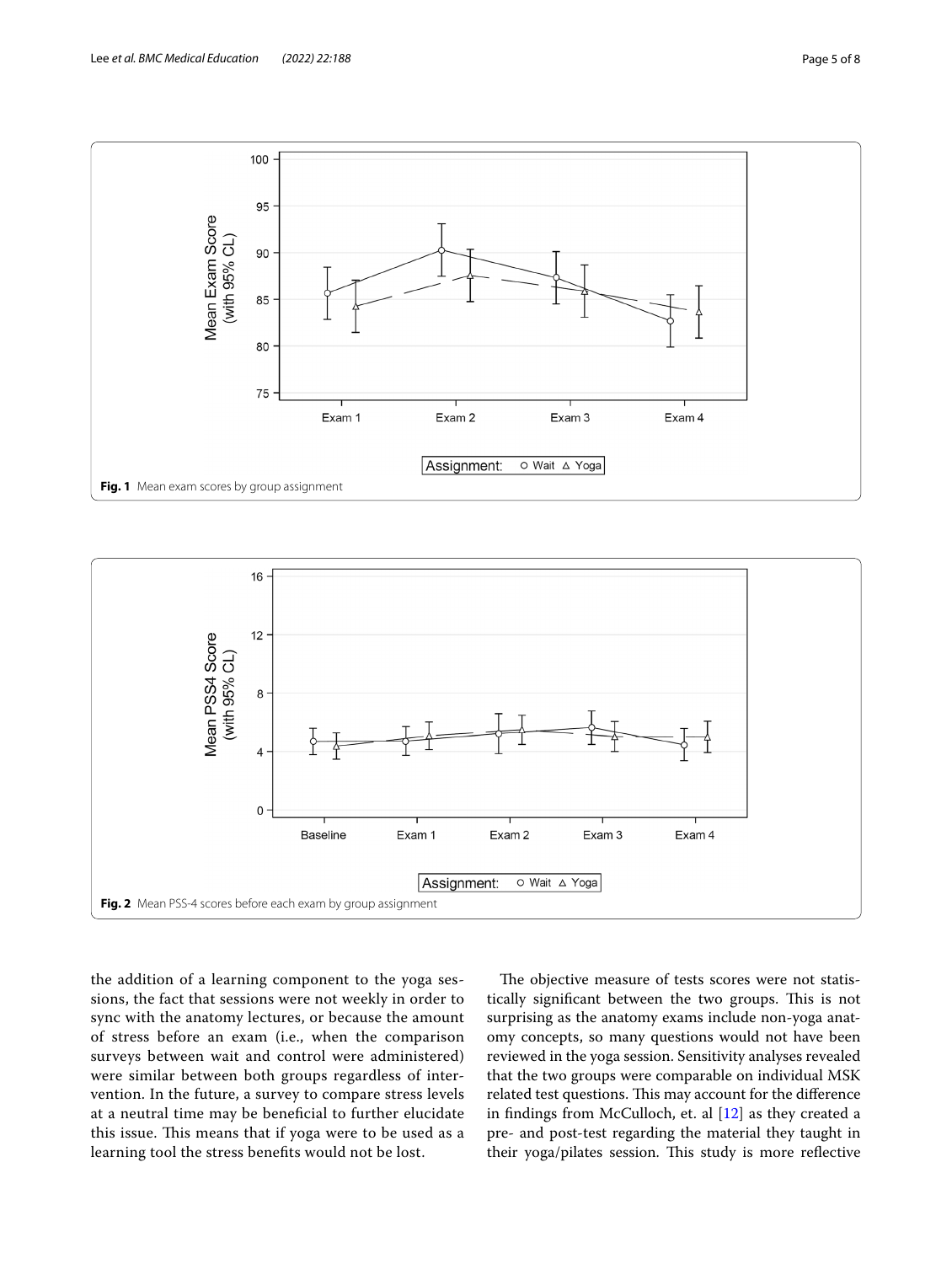Fig. 1 Mean exam scores by group assignment

Fig. 2 Mean PSS-4 scores before each exam by group assignment

the addition of a learning component to the yoga sessions, the fact that sessions were not weekly in order to sync with the anatomy lectures, or because the amount of stress before an exam (i.e., when the comparison surveys between wait and control were administered) were similar between both groups regardless of intervention. In the future, a survey to compare stress levels at a neutral time may be beneficial to further elucidate this issue. This means that if yoga were to be used as a learning tool the stress benefits would not be lost.

The objective measure of tests scores were not statistically significant between the two groups. This is not surprising as the anatomy exams include non-yoga anatomy concepts, so many questions would not have been reviewed in the yoga session. Sensitivity analyses revealed that the two groups were comparable on individual MSK related test questions. This may account for the difference in findings from McCulloch, et. al [12] as they created a pre- and post-test regarding the material they taught in their yoga/pilates session. This study is more reflective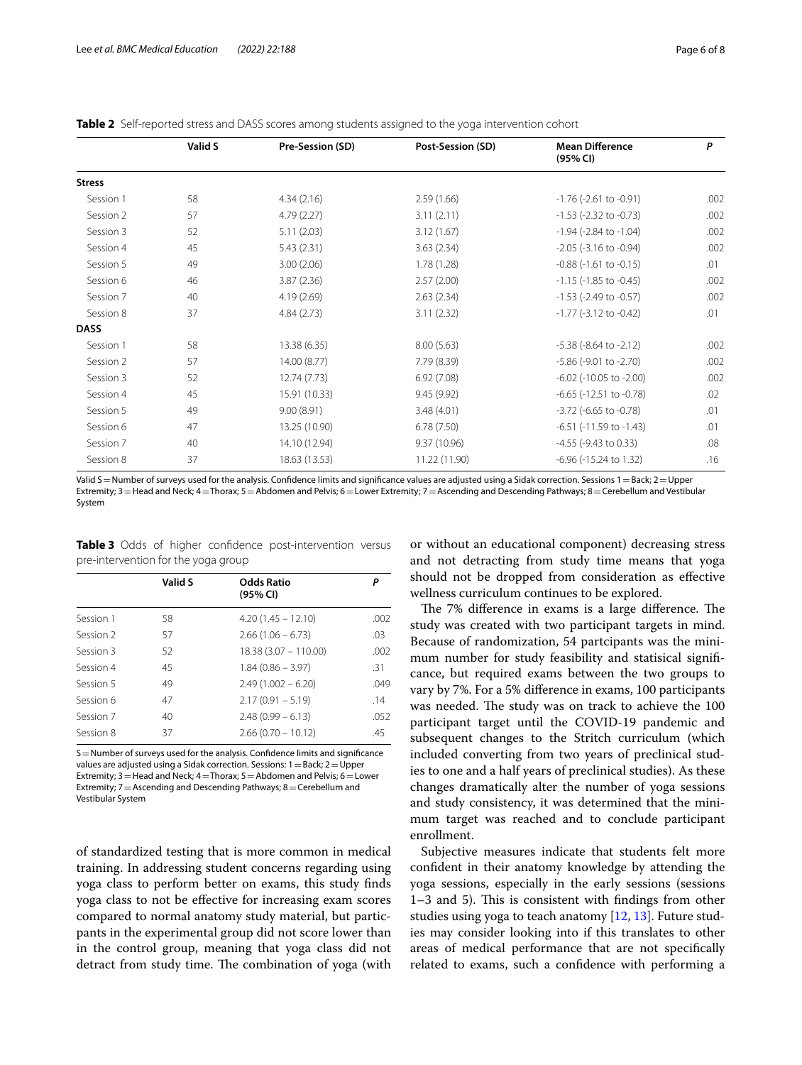**Table 2** Self-reported stress and DASS scores among students assigned to the yoga intervention cohort

| | Valid S | Pre-Session (SD) | Post-Session (SD) | Mean Difference (95% CI) | P |
|---|---|---|---|---|---|
| **Stress** | | | | | |
| Session 1 | 58 | 4.34 (2.16) | 2.59 (1.66) | -1.76 (-2.61 to -0.91) | .002 |
| Session 2 | 57 | 4.79 (2.27) | 3.11 (2.11) | -1.53 (-2.32 to -0.73) | .002 |
| Session 3 | 52 | 5.11 (2.03) | 3.12 (1.67) | -1.94 (-2.84 to -1.04) | .002 |
| Session 4 | 45 | 5.43 (2.31) | 3.63 (2.34) | -2.05 (-3.16 to -0.94) | .002 |
| Session 5 | 49 | 3.00 (2.06) | 1.78 (1.28) | -0.88 (-1.61 to -0.15) | .01 |
| Session 6 | 46 | 3.87 (2.36) | 2.57 (2.00) | -1.15 (-1.85 to -0.45) | .002 |
| Session 7 | 40 | 4.19 (2.69) | 2.63 (2.34) | -1.53 (-2.49 to -0.57) | .002 |
| Session 8 | 37 | 4.84 (2.73) | 3.11 (2.32) | -1.77 (-3.12 to -0.42) | .01 |
| **DASS** | | | | | |
| Session 1 | 58 | 13.38 (6.35) | 8.00 (5.63) | -5.38 (-8.64 to -2.12) | .002 |
| Session 2 | 57 | 14.00 (8.77) | 7.79 (8.39) | -5.86 (-9.01 to -2.70) | .002 |
| Session 3 | 52 | 12.74 (7.73) | 6.92 (7.08) | -6.02 (-10.05 to -2.00) | .002 |
| Session 4 | 45 | 15.91 (10.33) | 9.45 (9.92) | -6.65 (-12.51 to -0.78) | .02 |
| Session 5 | 49 | 9.00 (8.91) | 3.48 (4.01) | -3.72 (-6.65 to -0.78) | .01 |
| Session 6 | 47 | 13.25 (10.90) | 6.78 (7.50) | -6.51 (-11.59 to -1.43) | .01 |
| Session 7 | 40 | 14.10 (12.94) | 9.37 (10.96) | -4.55 (-9.43 to 0.33) | .08 |
| Session 8 | 37 | 18.63 (13.53) | 11.22 (11.90) | -6.96 (-15.24 to 1.32) | .16 |

Valid S = Number of surveys used for the analysis. Confidence limits and significance values are adjusted using a Sidak correction. Sessions 1 = Back; 2 = Upper Extremity; 3 = Head and Neck; 4 = Thorax; 5 = Abdomen and Pelvis; 6 = Lower Extremity; 7 = Ascending and Descending Pathways; 8 = Cerebellum and Vestibular System

**Table 3** Odds of higher confidence post-intervention versus pre-intervention for the yoga group

| | Valid S | Odds Ratio (95% CI) | P |
|---|---|---|---|
| Session 1 | 58 | 4.20 (1.45 – 12.10) | .002 |
| Session 2 | 57 | 2.66 (1.06 – 6.73) | .03 |
| Session 3 | 52 | 18.38 (3.07 – 110.00) | .002 |
| Session 4 | 45 | 1.84 (0.86 – 3.97) | .31 |
| Session 5 | 49 | 2.49 (1.002 – 6.20) | .049 |
| Session 6 | 47 | 2.17 (0.91 – 5.19) | .14 |
| Session 7 | 40 | 2.48 (0.99 – 6.13) | .052 |
| Session 8 | 37 | 2.66 (0.70 – 10.12) | .45 |

S = Number of surveys used for the analysis. Confidence limits and significance values are adjusted using a Sidak correction. Sessions: 1 = Back; 2 = Upper Extremity; 3 = Head and Neck; 4 = Thorax; 5 = Abdomen and Pelvis; 6 = Lower Extremity; 7 = Ascending and Descending Pathways; 8 = Cerebellum and Vestibular System

of standardized testing that is more common in medical training. In addressing student concerns regarding using yoga class to perform better on exams, this study finds yoga class to not be effective for increasing exam scores compared to normal anatomy study material, but participants in the experimental group did not score lower than in the control group, meaning that yoga class did not detract from study time. The combination of yoga (with or without an educational component) decreasing stress and not detracting from study time means that yoga should not be dropped from consideration as effective wellness curriculum continues to be explored.

The 7% difference in exams is a large difference. The study was created with two participant targets in mind. Because of randomization, 54 partcipants was the minimum number for study feasibility and statisical significance, but required exams between the two groups to vary by 7%. For a 5% difference in exams, 100 participants was needed. The study was on track to achieve the 100 participant target until the COVID-19 pandemic and subsequent changes to the Stritch curriculum (which included converting from two years of preclinical studies to one and a half years of preclinical studies). As these changes dramatically alter the number of yoga sessions and study consistency, it was determined that the minimum target was reached and to conclude participant enrollment.

Subjective measures indicate that students felt more confident in their anatomy knowledge by attending the yoga sessions, especially in the early sessions (sessions 1–3 and 5). This is consistent with findings from other studies using yoga to teach anatomy [12, 13]. Future studies may consider looking into if this translates to other areas of medical performance that are not specifically related to exams, such a confidence with performing a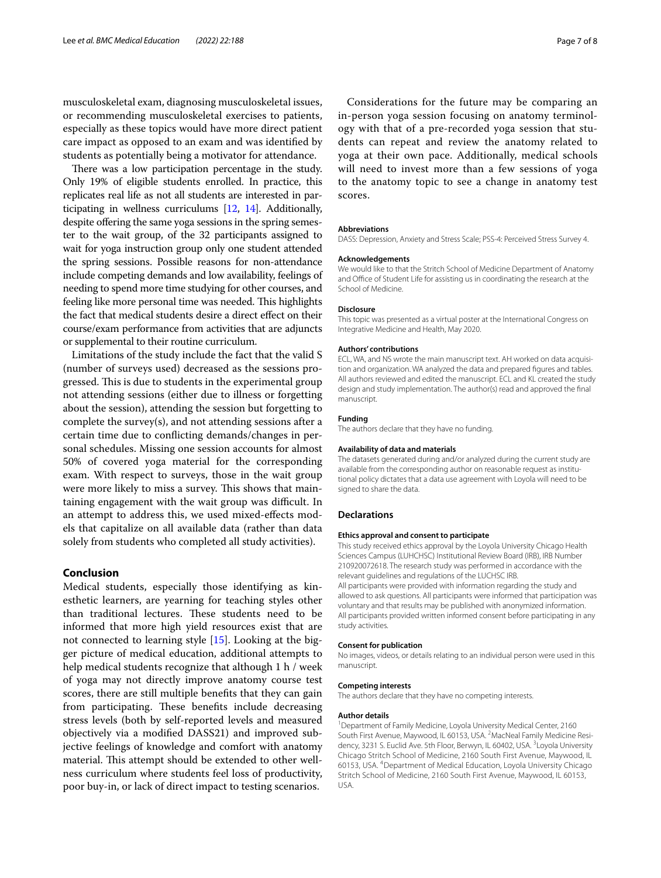musculoskeletal exam, diagnosing musculoskeletal issues, or recommending musculoskeletal exercises to patients, especially as these topics would have more direct patient care impact as opposed to an exam and was identified by students as potentially being a motivator for attendance.

There was a low participation percentage in the study. Only 19% of eligible students enrolled. In practice, this replicates real life as not all students are interested in participating in wellness curriculums [12, 14]. Additionally, despite offering the same yoga sessions in the spring semester to the wait group, of the 32 participants assigned to wait for yoga instruction group only one student attended the spring sessions. Possible reasons for non-attendance include competing demands and low availability, feelings of needing to spend more time studying for other courses, and feeling like more personal time was needed. This highlights the fact that medical students desire a direct effect on their course/exam performance from activities that are adjuncts or supplemental to their routine curriculum.

Limitations of the study include the fact that the valid S (number of surveys used) decreased as the sessions progressed. This is due to students in the experimental group not attending sessions (either due to illness or forgetting about the session), attending the session but forgetting to complete the survey(s), and not attending sessions after a certain time due to conflicting demands/changes in personal schedules. Missing one session accounts for almost 50% of covered yoga material for the corresponding exam. With respect to surveys, those in the wait group were more likely to miss a survey. This shows that maintaining engagement with the wait group was difficult. In an attempt to address this, we used mixed-effects models that capitalize on all available data (rather than data solely from students who completed all study activities).

## Conclusion

Medical students, especially those identifying as kinesthetic learners, are yearning for teaching styles other than traditional lectures. These students need to be informed that more high yield resources exist that are not connected to learning style [15]. Looking at the bigger picture of medical education, additional attempts to help medical students recognize that although 1 h / week of yoga may not directly improve anatomy course test scores, there are still multiple benefits that they can gain from participating. These benefits include decreasing stress levels (both by self-reported levels and measured objectively via a modified DASS21) and improved subjective feelings of knowledge and comfort with anatomy material. This attempt should be extended to other wellness curriculum where students feel loss of productivity, poor buy-in, or lack of direct impact to testing scenarios.

Considerations for the future may be comparing an in-person yoga session focusing on anatomy terminology with that of a pre-recorded yoga session that students can repeat and review the anatomy related to yoga at their own pace. Additionally, medical schools will need to invest more than a few sessions of yoga to the anatomy topic to see a change in anatomy test scores.

### Abbreviations

DASS: Depression, Anxiety and Stress Scale; PSS-4: Perceived Stress Survey 4.

### Acknowledgements

We would like to that the Stritch School of Medicine Department of Anatomy and Office of Student Life for assisting us in coordinating the research at the School of Medicine.

### Disclosure

This topic was presented as a virtual poster at the International Congress on Integrative Medicine and Health, May 2020.

### Authors' contributions

ECL, WA, and NS wrote the main manuscript text. AH worked on data acquisition and organization. WA analyzed the data and prepared figures and tables. All authors reviewed and edited the manuscript. ECL and KL created the study design and study implementation. The author(s) read and approved the final manuscript.

### Funding

The authors declare that they have no funding.

### Availability of data and materials

The datasets generated during and/or analyzed during the current study are available from the corresponding author on reasonable request as institutional policy dictates that a data use agreement with Loyola will need to be signed to share the data.

## Declarations

### Ethics approval and consent to participate

This study received ethics approval by the Loyola University Chicago Health Sciences Campus (LUHCHSC) Institutional Review Board (IRB), IRB Number 210920072618. The research study was performed in accordance with the relevant guidelines and regulations of the LUCHSC IRB.

All participants were provided with information regarding the study and allowed to ask questions. All participants were informed that participation was voluntary and that results may be published with anonymized information. All participants provided written informed consent before participating in any study activities.

### Consent for publication

No images, videos, or details relating to an individual person were used in this manuscript.

### Competing interests

The authors declare that they have no competing interests.

### Author details

[1]Department of Family Medicine, Loyola University Medical Center, 2160 South First Avenue, Maywood, IL 60153, USA. [2]MacNeal Family Medicine Residency, 3231 S. Euclid Ave. 5th Floor, Berwyn, IL 60402, USA. [3]Loyola University Chicago Stritch School of Medicine, 2160 South First Avenue, Maywood, IL 60153, USA. [4]Department of Medical Education, Loyola University Chicago Stritch School of Medicine, 2160 South First Avenue, Maywood, IL 60153, USA.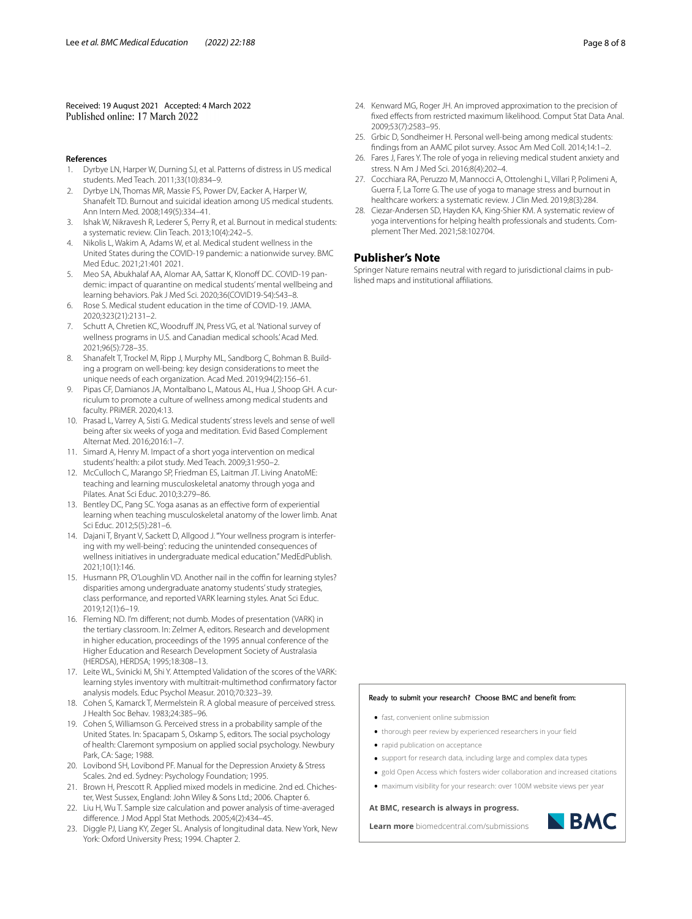Received: 19 August 2021 Accepted: 4 March 2022
Published online: 17 March 2022

**References**

1. Dyrbye LN, Harper W, Durning SJ, et al. Patterns of distress in US medical students. Med Teach. 2011;33(10):834–9.
2. Dyrbye LN, Thomas MR, Massie FS, Power DV, Eacker A, Harper W, Shanafelt TD. Burnout and suicidal ideation among US medical students. Ann Intern Med. 2008;149(5):334–41.
3. Ishak W, Nikravesh R, Lederer S, Perry R, et al. Burnout in medical students: a systematic review. Clin Teach. 2013;10(4):242–5.
4. Nikolis L, Wakim A, Adams W, et al. Medical student wellness in the United States during the COVID-19 pandemic: a nationwide survey. BMC Med Educ. 2021;21:401 2021.
5. Meo SA, Abukhalaf AA, Alomar AA, Sattar K, Klonoff DC. COVID-19 pandemic: impact of quarantine on medical students' mental wellbeing and learning behaviors. Pak J Med Sci. 2020;36(COVID19-S4):S43–8.
6. Rose S. Medical student education in the time of COVID-19. JAMA. 2020;323(21):2131–2.
7. Schutt A, Chretien KC, Woodruff JN, Press VG, et al. 'National survey of wellness programs in U.S. and Canadian medical schools.' Acad Med. 2021;96(5):728–35.
8. Shanafelt T, Trockel M, Ripp J, Murphy ML, Sandborg C, Bohman B. Building a program on well-being: key design considerations to meet the unique needs of each organization. Acad Med. 2019;94(2):156–61.
9. Pipas CF, Damianos JA, Montalbano L, Matous AL, Hua J, Shoop GH. A curriculum to promote a culture of wellness among medical students and faculty. PRiMER. 2020;4:13.
10. Prasad L, Varrey A, Sisti G. Medical students' stress levels and sense of well being after six weeks of yoga and meditation. Evid Based Complement Alternat Med. 2016;2016:1–7.
11. Simard A, Henry M. Impact of a short yoga intervention on medical students' health: a pilot study. Med Teach. 2009;31:950–2.
12. McCulloch C, Marango SP, Friedman ES, Laitman JT. Living AnatoME: teaching and learning musculoskeletal anatomy through yoga and Pilates. Anat Sci Educ. 2010;3:279–86.
13. Bentley DC, Pang SC. Yoga asanas as an effective form of experiential learning when teaching musculoskeletal anatomy of the lower limb. Anat Sci Educ. 2012;5(5):281–6.
14. Dajani T, Bryant V, Sackett D, Allgood J. "'Your wellness program is interfering with my well-being': reducing the unintended consequences of wellness initiatives in undergraduate medical education." MedEdPublish. 2021;10(1):146.
15. Husmann PR, O'Loughlin VD. Another nail in the coffin for learning styles? disparities among undergraduate anatomy students' study strategies, class performance, and reported VARK learning styles. Anat Sci Educ. 2019;12(1):6–19.
16. Fleming ND. I'm different; not dumb. Modes of presentation (VARK) in the tertiary classroom. In: Zelmer A, editors. Research and development in higher education, proceedings of the 1995 annual conference of the Higher Education and Research Development Society of Australasia (HERDSA), HERDSA; 1995;18:308–13.
17. Leite WL, Svinicki M, Shi Y. Attempted Validation of the scores of the VARK: learning styles inventory with multitrait-multimethod confirmatory factor analysis models. Educ Psychol Measur. 2010;70:323–39.
18. Cohen S, Kamarck T, Mermelstein R. A global measure of perceived stress. J Health Soc Behav. 1983;24:385–96.
19. Cohen S, Williamson G. Perceived stress in a probability sample of the United States. In: Spacapam S, Oskamp S, editors. The social psychology of health: Claremont symposium on applied social psychology. Newbury Park, CA: Sage; 1988.
20. Lovibond SH, Lovibond PF. Manual for the Depression Anxiety & Stress Scales. 2nd ed. Sydney: Psychology Foundation; 1995.
21. Brown H, Prescott R. Applied mixed models in medicine. 2nd ed. Chichester, West Sussex, England: John Wiley & Sons Ltd.; 2006. Chapter 6.
22. Liu H, Wu T. Sample size calculation and power analysis of time-averaged difference. J Mod Appl Stat Methods. 2005;4(2):434–45.
23. Diggle PJ, Liang KY, Zeger SL. Analysis of longitudinal data. New York, New York: Oxford University Press; 1994. Chapter 2.
24. Kenward MG, Roger JH. An improved approximation to the precision of fixed effects from restricted maximum likelihood. Comput Stat Data Anal. 2009;53(7):2583–95.
25. Grbic D, Sondheimer H. Personal well-being among medical students: findings from an AAMC pilot survey. Assoc Am Med Coll. 2014;14:1–2.
26. Fares J, Fares Y. The role of yoga in relieving medical student anxiety and stress. N Am J Med Sci. 2016;8(4):202–4.
27. Cocchiara RA, Peruzzo M, Mannocci A, Ottolenghi L, Villari P, Polimeni A, Guerra F, La Torre G. The use of yoga to manage stress and burnout in healthcare workers: a systematic review. J Clin Med. 2019;8(3):284.
28. Ciezar-Andersen SD, Hayden KA, King-Shier KM. A systematic review of yoga interventions for helping health professionals and students. Complement Ther Med. 2021;58:102704.

## Publisher's Note

Springer Nature remains neutral with regard to jurisdictional claims in published maps and institutional affiliations.

Ready to submit your research? Choose BMC and benefit from:

- fast, convenient online submission
- thorough peer review by experienced researchers in your field
- rapid publication on acceptance
- support for research data, including large and complex data types
- gold Open Access which fosters wider collaboration and increased citations
- maximum visibility for your research: over 100M website views per year

**At BMC, research is always in progress.**

**Learn more** biomedcentral.com/submissions

BMC